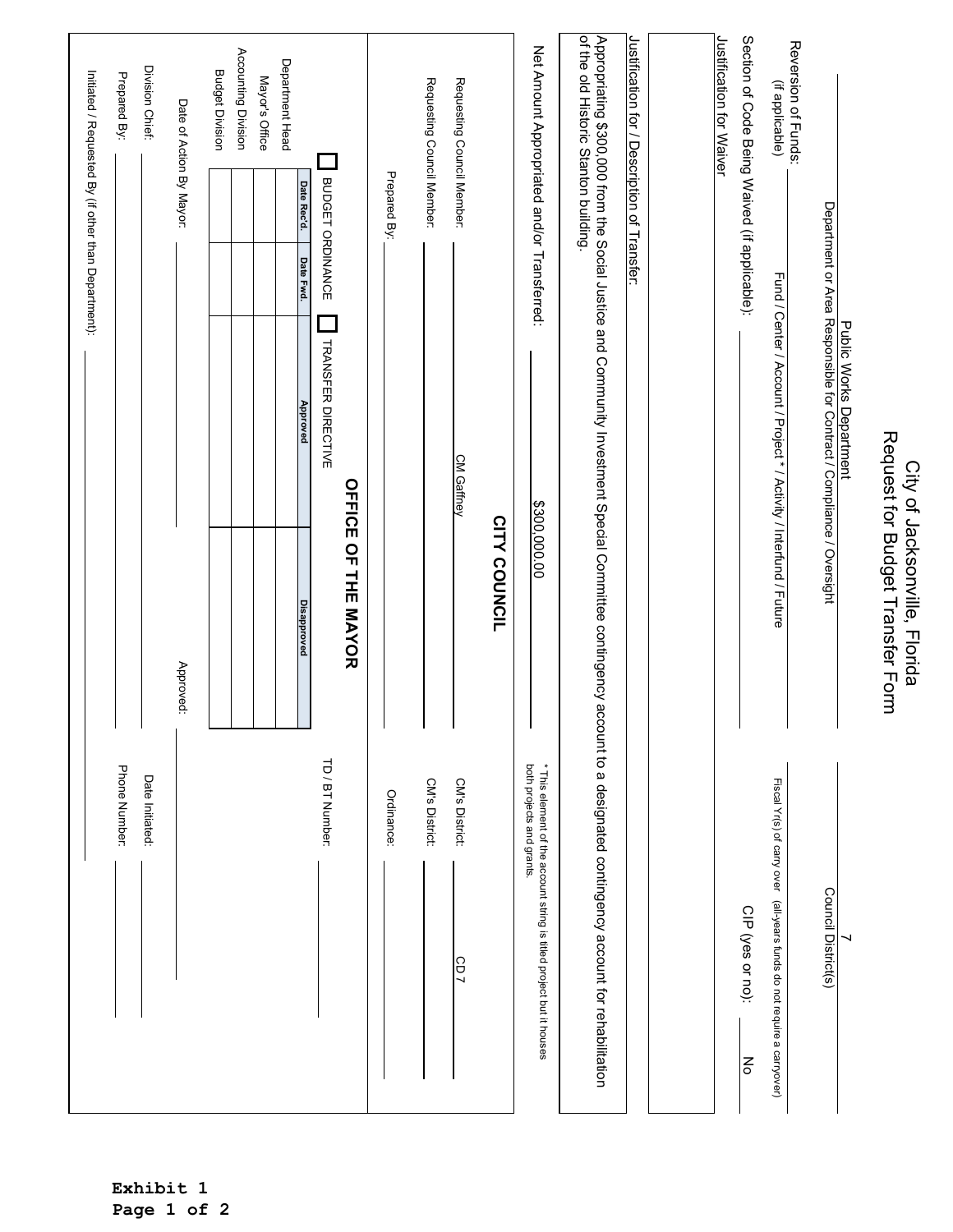# City of Jacksonville, Florida
## Request for Budget Transfer Form

Public Works Department | 7
---|---
Department or Area Responsible for Contract / Compliance / Oversight | Council District(s)

Reversion of Funds: (if applicable) ______ Fund / Center / Account / Project * / Activity / Interfund / Future ______ Fiscal Yr(s) of carry over (all-years funds do not require a carryover)

Section of Code Being Waived (if applicable): ______ CIP (yes or no): No

Justification for Waiver

Justification for / Description of Transfer:

Appropriating $300,000 from the Social Justice and Community Investment Special Committee contingency account to a designated contingency account for rehabilitation of the old Historic Stanton building.

Net Amount Appropriated and/or Transferred: $300,000.00

\* This element of the account string is titled project but it houses both projects and grants.

## CITY COUNCIL

Requesting Council Member: CM Gaffney    CM's District: CD 7

Requesting Council Member: ______    CM's District: ______

Prepared By: ______    Ordinance: ______

## OFFICE OF THE MAYOR

☐ BUDGET ORDINANCE ☐ TRANSFER DIRECTIVE    TD / BT Number: ______

| | Date Rec'd. | Date Fwd. | Approved | Disapproved |
|---|---|---|---|---|
| Department Head | | | | |
| Mayor's Office | | | | |
| Accounting Division | | | | |
| Budget Division | | | | |

Date of Action By Mayor: ______    Approved: ______

Division Chief: ______    Date Initiated: ______

Prepared By: ______    Phone Number: ______

Initiated / Requested By (if other than Department): ______

Exhibit 1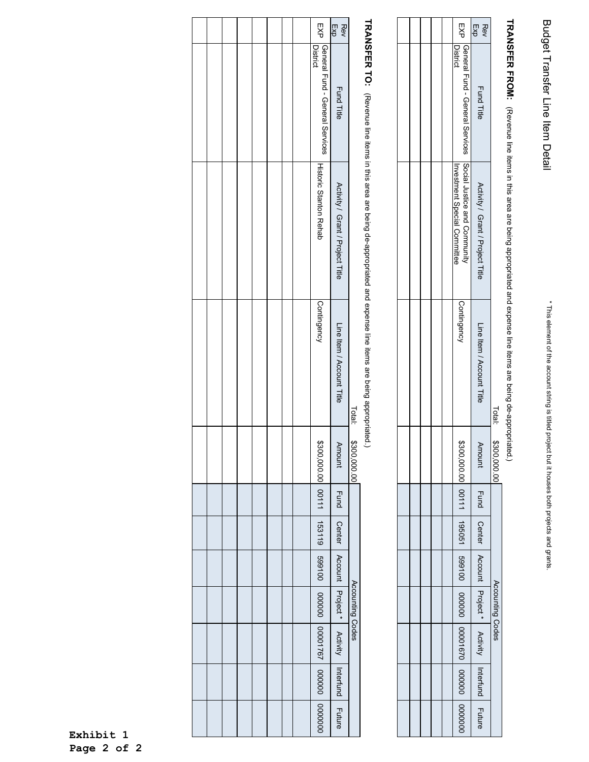# Budget Transfer Line Item Detail

\* This element of the account string is titled project but it houses both projects and grants.

**TRANSFER FROM:** (Revenue line items in this area are being appropriated and expense line items are being de-appropriated.)

| Rev Exp | Fund Title | Activity / Grant / Project Title | Line Item / Account Title | Amount | Fund | Center | Account | Project * | Activity | Interfund | Future |
|---|---|---|---|---|---|---|---|---|---|---|---|
| | | | Total: | $300,000.00 | Accounting Codes | | | | | | |
| EXP | General Fund - General Services District | Social Justice and Community Investment Special Committee | Contingency | $300,000.00 | 00111 | 195051 | 599100 | 000000 | 0001670 | 00000 | 000000 |
| | | | | | | | | | | | |
| | | | | | | | | | | | |
| | | | | | | | | | | | |
| | | | | | | | | | | | |
| | | | | | | | | | | | |
| | | | | | | | | | | | |

**TRANSFER TO:** (Revenue line items in this area are being de-appropriated and expense line items are being appropriated.)

| Rev Exp | Fund Title | Activity / Grant / Project Title | Line Item / Account Title | Amount | Fund | Center | Account | Project * | Activity | Interfund | Future |
|---|---|---|---|---|---|---|---|---|---|---|---|
| | | | Total: | $300,000.00 | Accounting Codes | | | | | | |
| EXP | General Fund - General Services District | Historic Stanton Rehab | Contingency | $300,000.00 | 00111 | 153119 | 599100 | 000000 | 00001767 | 00000 | 000000 |
| | | | | | | | | | | | |
| | | | | | | | | | | | |
| | | | | | | | | | | | |
| | | | | | | | | | | | |
| | | | | | | | | | | | |
| | | | | | | | | | | | |
| | | | | | | | | | | | |
| | | | | | | | | | | | |
| | | | | | | | | | | | |

**Exhibit 1**
**Page 2 of 2**